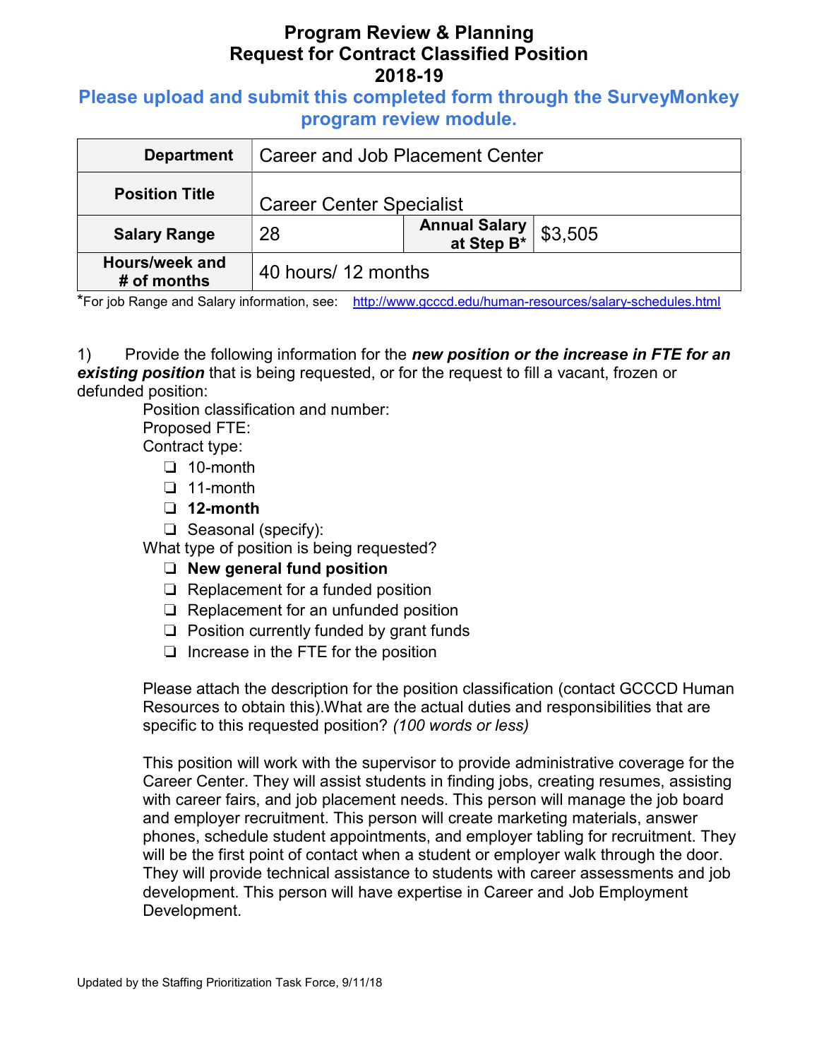# Program Review & Planning
# Request for Contract Classified Position
# 2018-19

## Please upload and submit this completed form through the SurveyMonkey program review module.

| **Department** | Career and Job Placement Center | | |
|---|---|---|---|
| **Position Title** | Career Center Specialist | | |
| **Salary Range** | 28 | **Annual Salary at Step B*** | $3,505 |
| **Hours/week and # of months** | 40 hours/ 12 months | | |

*For job Range and Salary information, see: http://www.gcccd.edu/human-resources/salary-schedules.html

1) Provide the following information for the ***new position or the increase in FTE for an existing position*** that is being requested, or for the request to fill a vacant, frozen or defunded position:

Position classification and number:

Proposed FTE:

Contract type:

- ❏ 10-month
- ❏ 11-month
- ❏ **12-month**
- ❏ Seasonal (specify):

What type of position is being requested?

- ❏ **New general fund position**
- ❏ Replacement for a funded position
- ❏ Replacement for an unfunded position
- ❏ Position currently funded by grant funds
- ❏ Increase in the FTE for the position

Please attach the description for the position classification (contact GCCCD Human Resources to obtain this).What are the actual duties and responsibilities that are specific to this requested position? *(100 words or less)*

This position will work with the supervisor to provide administrative coverage for the Career Center. They will assist students in finding jobs, creating resumes, assisting with career fairs, and job placement needs. This person will manage the job board and employer recruitment. This person will create marketing materials, answer phones, schedule student appointments, and employer tabling for recruitment. They will be the first point of contact when a student or employer walk through the door. They will provide technical assistance to students with career assessments and job development. This person will have expertise in Career and Job Employment Development.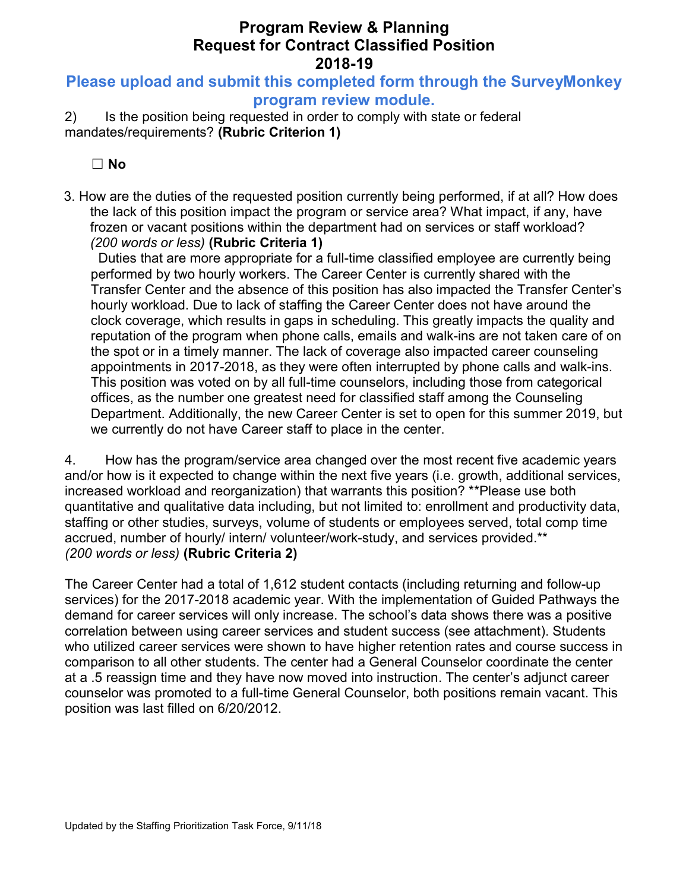# Program Review & Planning
# Request for Contract Classified Position
# 2018-19

**Please upload and submit this completed form through the SurveyMonkey program review module.**

2) Is the position being requested in order to comply with state or federal mandates/requirements? **(Rubric Criterion 1)**

☐ **No**

3. How are the duties of the requested position currently being performed, if at all? How does the lack of this position impact the program or service area? What impact, if any, have frozen or vacant positions within the department had on services or staff workload? *(200 words or less)* **(Rubric Criteria 1)**

Duties that are more appropriate for a full-time classified employee are currently being performed by two hourly workers. The Career Center is currently shared with the Transfer Center and the absence of this position has also impacted the Transfer Center's hourly workload. Due to lack of staffing the Career Center does not have around the clock coverage, which results in gaps in scheduling. This greatly impacts the quality and reputation of the program when phone calls, emails and walk-ins are not taken care of on the spot or in a timely manner. The lack of coverage also impacted career counseling appointments in 2017-2018, as they were often interrupted by phone calls and walk-ins. This position was voted on by all full-time counselors, including those from categorical offices, as the number one greatest need for classified staff among the Counseling Department. Additionally, the new Career Center is set to open for this summer 2019, but we currently do not have Career staff to place in the center.

4. How has the program/service area changed over the most recent five academic years and/or how is it expected to change within the next five years (i.e. growth, additional services, increased workload and reorganization) that warrants this position? **Please use both quantitative and qualitative data including, but not limited to: enrollment and productivity data, staffing or other studies, surveys, volume of students or employees served, total comp time accrued, number of hourly/ intern/ volunteer/work-study, and services provided.** *(200 words or less)* **(Rubric Criteria 2)**

The Career Center had a total of 1,612 student contacts (including returning and follow-up services) for the 2017-2018 academic year. With the implementation of Guided Pathways the demand for career services will only increase. The school's data shows there was a positive correlation between using career services and student success (see attachment). Students who utilized career services were shown to have higher retention rates and course success in comparison to all other students. The center had a General Counselor coordinate the center at a .5 reassign time and they have now moved into instruction. The center's adjunct career counselor was promoted to a full-time General Counselor, both positions remain vacant. This position was last filled on 6/20/2012.

Updated by the Staffing Prioritization Task Force, 9/11/18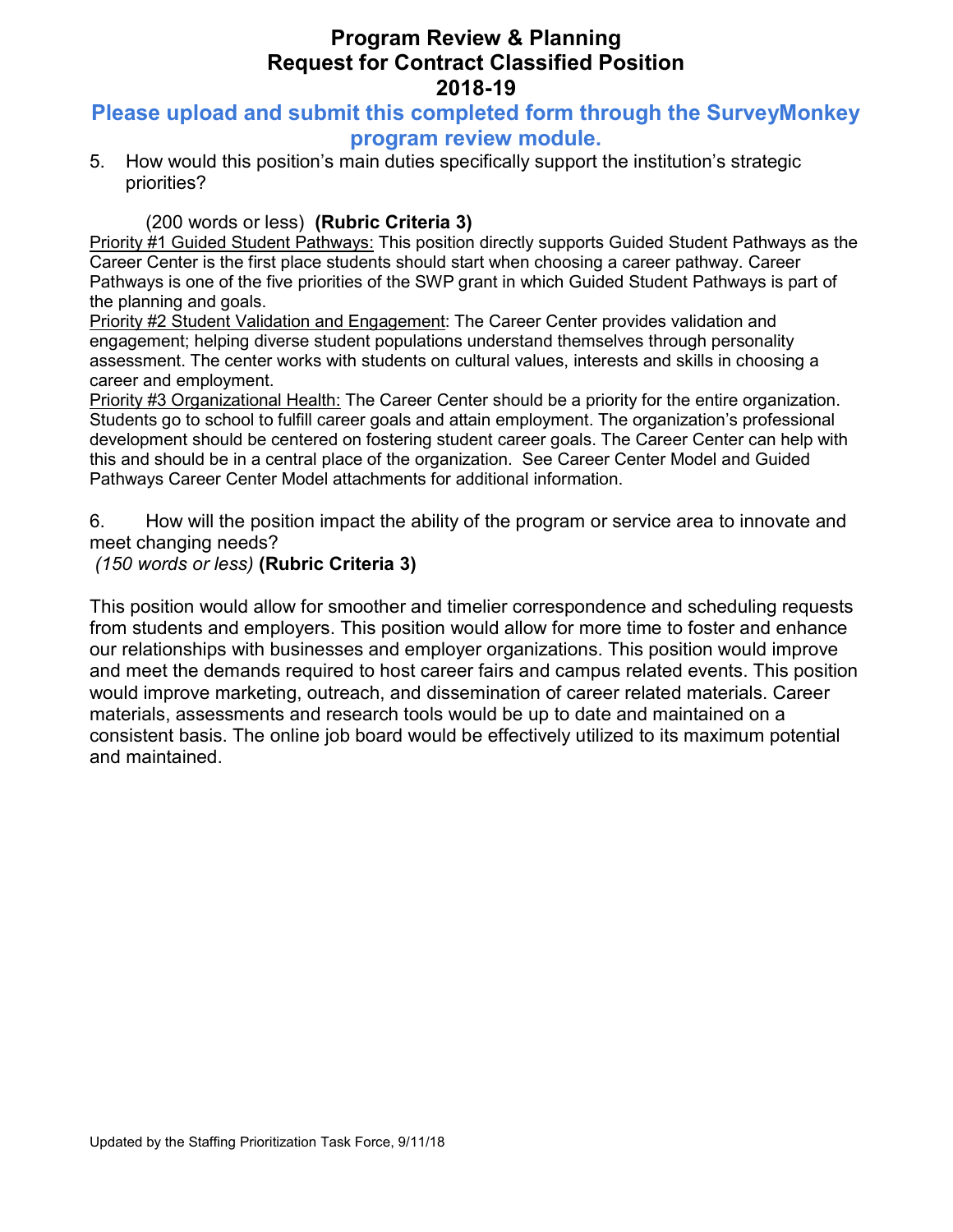# Program Review & Planning
# Request for Contract Classified Position
# 2018-19

## Please upload and submit this completed form through the SurveyMonkey program review module.

5. How would this position's main duties specifically support the institution's strategic priorities?

   (200 words or less) **(Rubric Criteria 3)**

Priority #1 Guided Student Pathways: This position directly supports Guided Student Pathways as the Career Center is the first place students should start when choosing a career pathway. Career Pathways is one of the five priorities of the SWP grant in which Guided Student Pathways is part of the planning and goals.

Priority #2 Student Validation and Engagement: The Career Center provides validation and engagement; helping diverse student populations understand themselves through personality assessment. The center works with students on cultural values, interests and skills in choosing a career and employment.

Priority #3 Organizational Health: The Career Center should be a priority for the entire organization. Students go to school to fulfill career goals and attain employment. The organization's professional development should be centered on fostering student career goals. The Career Center can help with this and should be in a central place of the organization. See Career Center Model and Guided Pathways Career Center Model attachments for additional information.

6. How will the position impact the ability of the program or service area to innovate and meet changing needs?

*(150 words or less)* **(Rubric Criteria 3)**

This position would allow for smoother and timelier correspondence and scheduling requests from students and employers. This position would allow for more time to foster and enhance our relationships with businesses and employer organizations. This position would improve and meet the demands required to host career fairs and campus related events. This position would improve marketing, outreach, and dissemination of career related materials. Career materials, assessments and research tools would be up to date and maintained on a consistent basis. The online job board would be effectively utilized to its maximum potential and maintained.

Updated by the Staffing Prioritization Task Force, 9/11/18